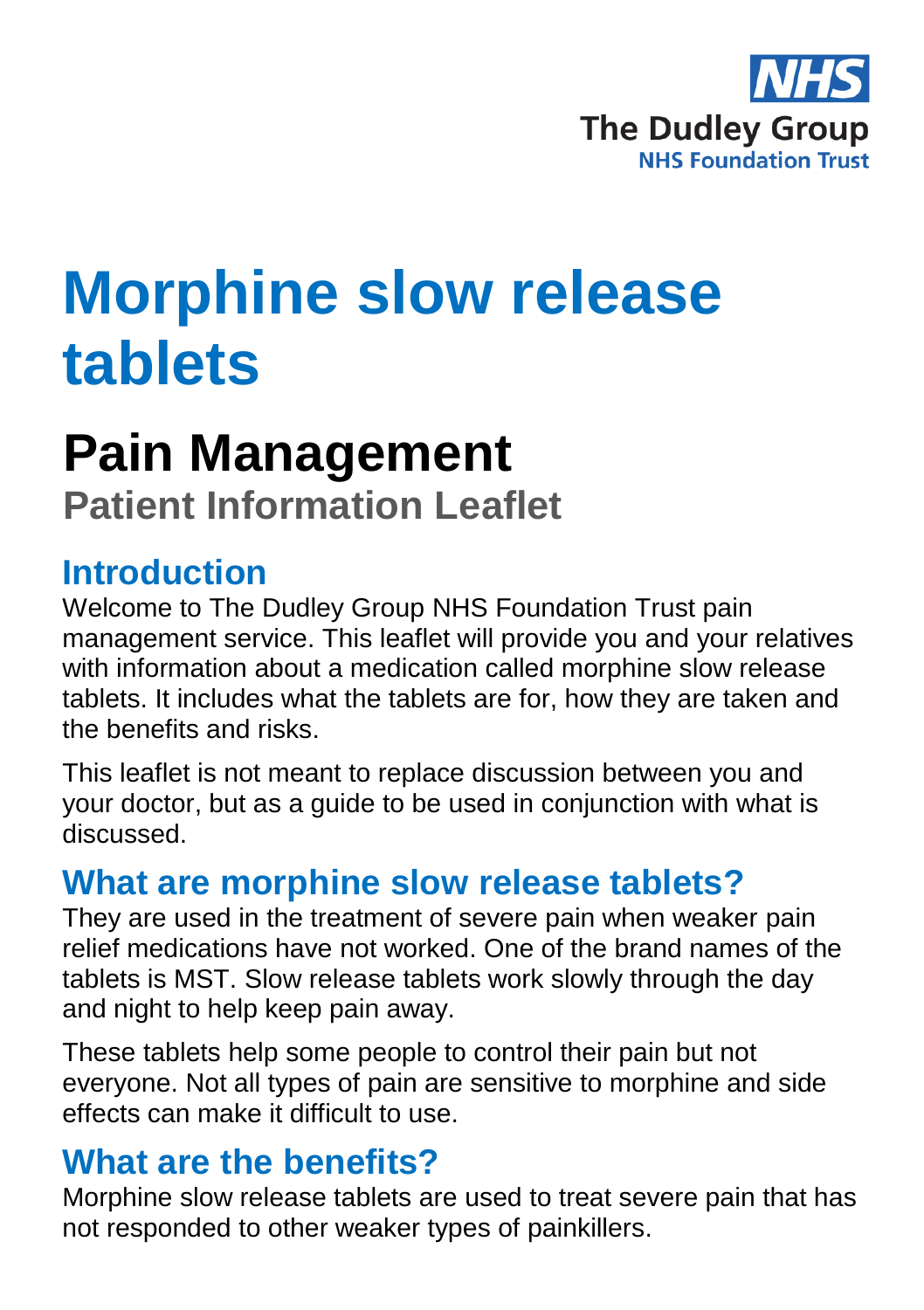NHS
The Dudley Group
NHS Foundation Trust

# Morphine slow release tablets

## Pain Management

**Patient Information Leaflet**

### Introduction

Welcome to The Dudley Group NHS Foundation Trust pain management service. This leaflet will provide you and your relatives with information about a medication called morphine slow release tablets. It includes what the tablets are for, how they are taken and the benefits and risks.

This leaflet is not meant to replace discussion between you and your doctor, but as a guide to be used in conjunction with what is discussed.

### What are morphine slow release tablets?

They are used in the treatment of severe pain when weaker pain relief medications have not worked. One of the brand names of the tablets is MST. Slow release tablets work slowly through the day and night to help keep pain away.

These tablets help some people to control their pain but not everyone. Not all types of pain are sensitive to morphine and side effects can make it difficult to use.

### What are the benefits?

Morphine slow release tablets are used to treat severe pain that has not responded to other weaker types of painkillers.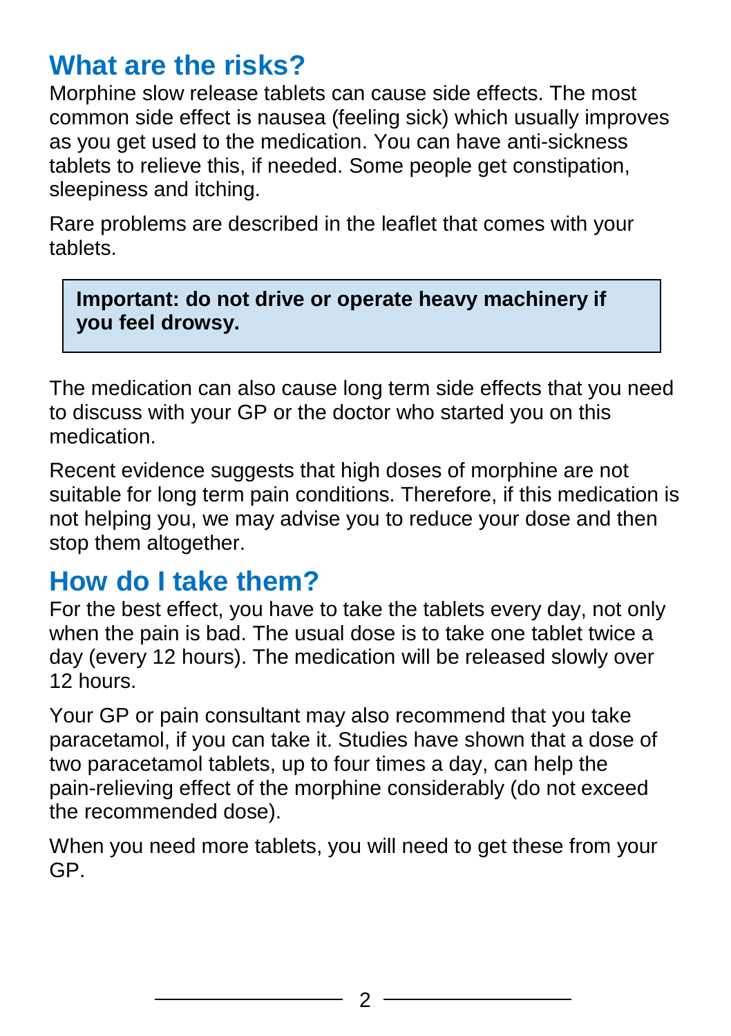## What are the risks?

Morphine slow release tablets can cause side effects. The most common side effect is nausea (feeling sick) which usually improves as you get used to the medication. You can have anti-sickness tablets to relieve this, if needed. Some people get constipation, sleepiness and itching.

Rare problems are described in the leaflet that comes with your tablets.

> **Important: do not drive or operate heavy machinery if you feel drowsy.**

The medication can also cause long term side effects that you need to discuss with your GP or the doctor who started you on this medication.

Recent evidence suggests that high doses of morphine are not suitable for long term pain conditions. Therefore, if this medication is not helping you, we may advise you to reduce your dose and then stop them altogether.

## How do I take them?

For the best effect, you have to take the tablets every day, not only when the pain is bad. The usual dose is to take one tablet twice a day (every 12 hours). The medication will be released slowly over 12 hours.

Your GP or pain consultant may also recommend that you take paracetamol, if you can take it. Studies have shown that a dose of two paracetamol tablets, up to four times a day, can help the pain-relieving effect of the morphine considerably (do not exceed the recommended dose).

When you need more tablets, you will need to get these from your GP.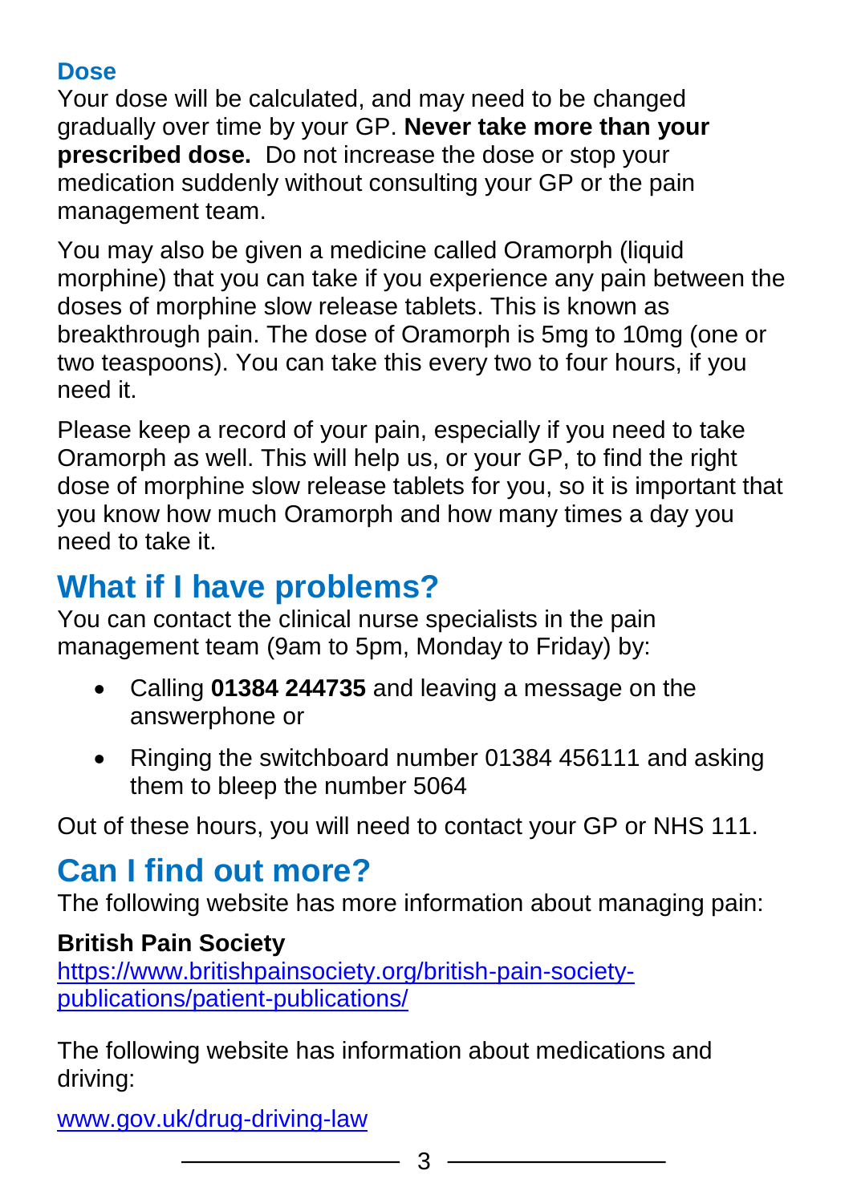### Dose

Your dose will be calculated, and may need to be changed gradually over time by your GP. **Never take more than your prescribed dose.** Do not increase the dose or stop your medication suddenly without consulting your GP or the pain management team.

You may also be given a medicine called Oramorph (liquid morphine) that you can take if you experience any pain between the doses of morphine slow release tablets. This is known as breakthrough pain. The dose of Oramorph is 5mg to 10mg (one or two teaspoons). You can take this every two to four hours, if you need it.

Please keep a record of your pain, especially if you need to take Oramorph as well. This will help us, or your GP, to find the right dose of morphine slow release tablets for you, so it is important that you know how much Oramorph and how many times a day you need to take it.

## What if I have problems?

You can contact the clinical nurse specialists in the pain management team (9am to 5pm, Monday to Friday) by:

- Calling **01384 244735** and leaving a message on the answerphone or
- Ringing the switchboard number 01384 456111 and asking them to bleep the number 5064

Out of these hours, you will need to contact your GP or NHS 111.

## Can I find out more?

The following website has more information about managing pain:

**British Pain Society**
https://www.britishpainsociety.org/british-pain-society-publications/patient-publications/

The following website has information about medications and driving:

www.gov.uk/drug-driving-law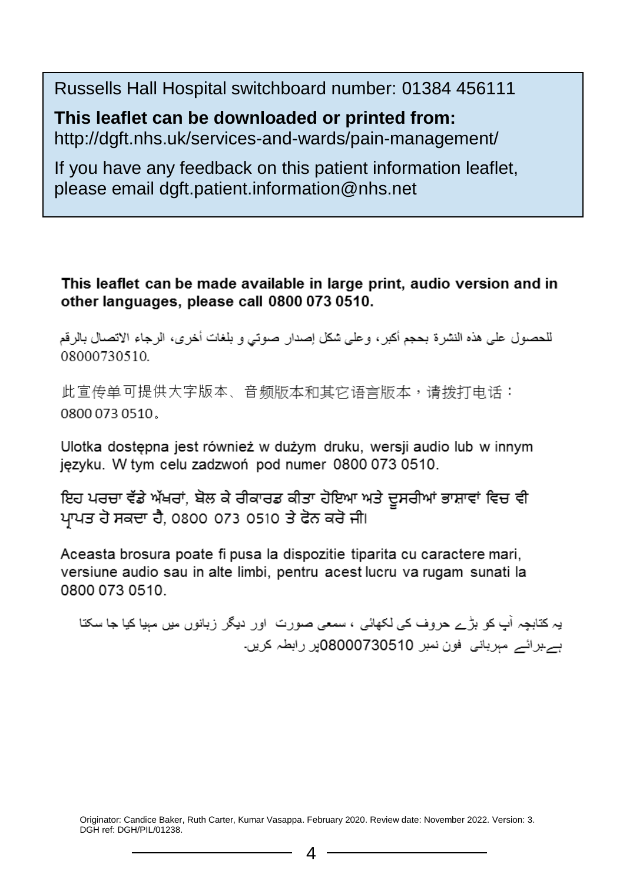Russells Hall Hospital switchboard number: 01384 456111

**This leaflet can be downloaded or printed from:**
http://dgft.nhs.uk/services-and-wards/pain-management/

If you have any feedback on this patient information leaflet, please email dgft.patient.information@nhs.net

**This leaflet can be made available in large print, audio version and in other languages, please call 0800 073 0510.**

للحصول على هذه النشرة بحجم أكبر، وعلى شكل إصدار صوتي و بلغات أخرى، الرجاء الاتصال بالرقم 08000730510.

此宣传单可提供大字版本、音频版本和其它语言版本，请拨打电话：0800 073 0510。

Ulotka dostępna jest również w dużym druku, wersji audio lub w innym języku. W tym celu zadzwoń pod numer 0800 073 0510.

ਇਹ ਪਰਚਾ ਵੱਡੇ ਅੱਖਰਾਂ, ਬੋਲ ਕੇ ਰੀਕਾਰਡ ਕੀਤਾ ਹੋਇਆ ਅਤੇ ਦੂਸਰੀਆਂ ਭਾਸ਼ਾਵਾਂ ਵਿਚ ਵੀ ਪ੍ਰਾਪਤ ਹੋ ਸਕਦਾ ਹੈ, 0800 073 0510 ਤੇ ਫੋਨ ਕਰੋ ਜੀ।

Aceasta brosura poate fi pusa la dispozitie tiparita cu caractere mari, versiune audio sau in alte limbi, pentru acest lucru va rugam sunati la 0800 073 0510.

یہ کتابچہ آپ کو بڑے حروف کی لکھائی ، سمعی صورت اور دیگر زبانوں میں مہیا کیا جا سکتا ہے۔برائے مہربانی فون نمبر 08000730510پر رابطہ کریں۔

Originator: Candice Baker, Ruth Carter, Kumar Vasappa. February 2020. Review date: November 2022. Version: 3. DGH ref: DGH/PIL/01238.